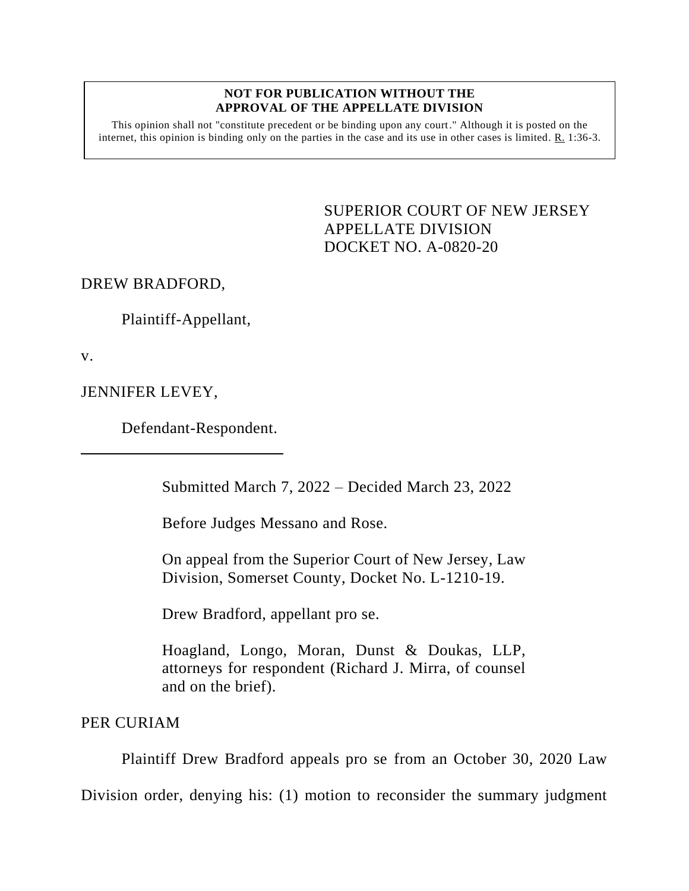**NOT FOR PUBLICATION WITHOUT THE APPROVAL OF THE APPELLATE DIVISION**

This opinion shall not "constitute precedent or be binding upon any court." Although it is posted on the internet, this opinion is binding only on the parties in the case and its use in other cases is limited. R. 1:36-3.

SUPERIOR COURT OF NEW JERSEY
APPELLATE DIVISION
DOCKET NO. A-0820-20

DREW BRADFORD,

Plaintiff-Appellant,

v.

JENNIFER LEVEY,

Defendant-Respondent.

Submitted March 7, 2022 – Decided March 23, 2022

Before Judges Messano and Rose.

On appeal from the Superior Court of New Jersey, Law Division, Somerset County, Docket No. L-1210-19.

Drew Bradford, appellant pro se.

Hoagland, Longo, Moran, Dunst & Doukas, LLP, attorneys for respondent (Richard J. Mirra, of counsel and on the brief).

PER CURIAM

Plaintiff Drew Bradford appeals pro se from an October 30, 2020 Law Division order, denying his: (1) motion to reconsider the summary judgment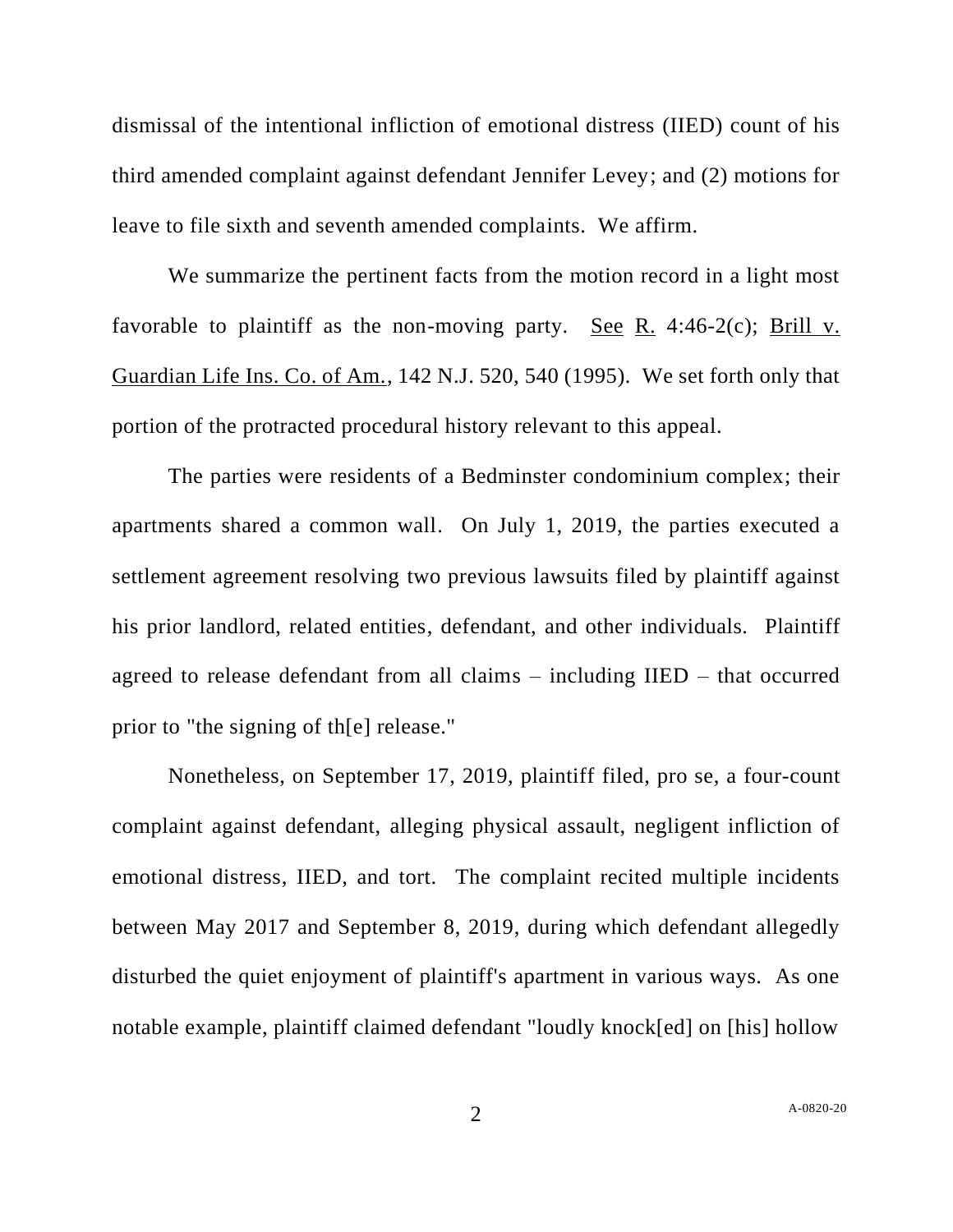dismissal of the intentional infliction of emotional distress (IIED) count of his third amended complaint against defendant Jennifer Levey; and (2) motions for leave to file sixth and seventh amended complaints. We affirm.

We summarize the pertinent facts from the motion record in a light most favorable to plaintiff as the non-moving party. See R. 4:46-2(c); Brill v. Guardian Life Ins. Co. of Am., 142 N.J. 520, 540 (1995). We set forth only that portion of the protracted procedural history relevant to this appeal.

The parties were residents of a Bedminster condominium complex; their apartments shared a common wall. On July 1, 2019, the parties executed a settlement agreement resolving two previous lawsuits filed by plaintiff against his prior landlord, related entities, defendant, and other individuals. Plaintiff agreed to release defendant from all claims – including IIED – that occurred prior to "the signing of th[e] release."

Nonetheless, on September 17, 2019, plaintiff filed, pro se, a four-count complaint against defendant, alleging physical assault, negligent infliction of emotional distress, IIED, and tort. The complaint recited multiple incidents between May 2017 and September 8, 2019, during which defendant allegedly disturbed the quiet enjoyment of plaintiff's apartment in various ways. As one notable example, plaintiff claimed defendant "loudly knock[ed] on [his] hollow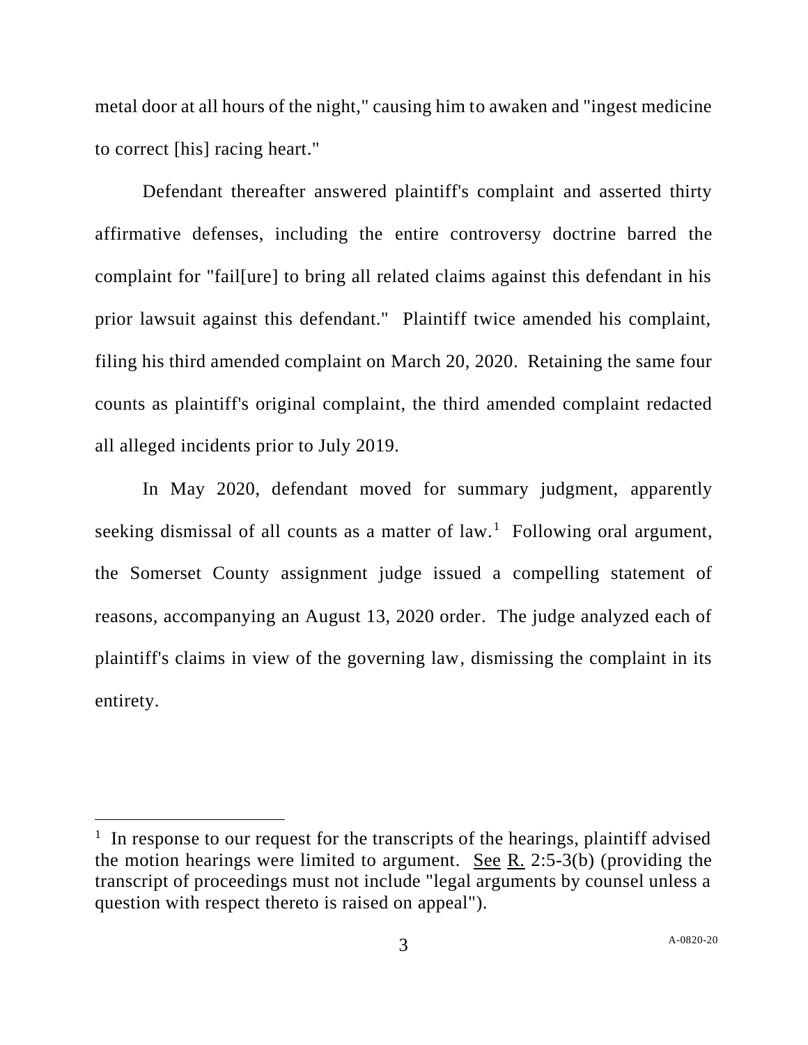metal door at all hours of the night," causing him to awaken and "ingest medicine to correct [his] racing heart."

Defendant thereafter answered plaintiff's complaint and asserted thirty affirmative defenses, including the entire controversy doctrine barred the complaint for "fail[ure] to bring all related claims against this defendant in his prior lawsuit against this defendant." Plaintiff twice amended his complaint, filing his third amended complaint on March 20, 2020. Retaining the same four counts as plaintiff's original complaint, the third amended complaint redacted all alleged incidents prior to July 2019.

In May 2020, defendant moved for summary judgment, apparently seeking dismissal of all counts as a matter of law.[1] Following oral argument, the Somerset County assignment judge issued a compelling statement of reasons, accompanying an August 13, 2020 order. The judge analyzed each of plaintiff's claims in view of the governing law, dismissing the complaint in its entirety.

---

[1] In response to our request for the transcripts of the hearings, plaintiff advised the motion hearings were limited to argument. See R. 2:5-3(b) (providing the transcript of proceedings must not include "legal arguments by counsel unless a question with respect thereto is raised on appeal").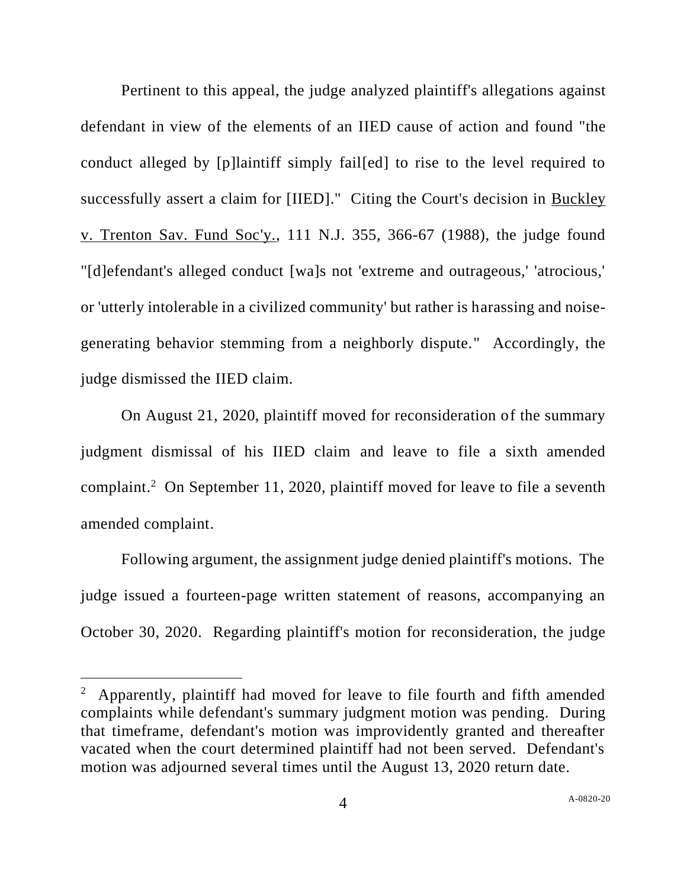Pertinent to this appeal, the judge analyzed plaintiff's allegations against defendant in view of the elements of an IIED cause of action and found "the conduct alleged by [p]laintiff simply fail[ed] to rise to the level required to successfully assert a claim for [IIED]." Citing the Court's decision in Buckley v. Trenton Sav. Fund Soc'y., 111 N.J. 355, 366-67 (1988), the judge found "[d]efendant's alleged conduct [wa]s not 'extreme and outrageous,' 'atrocious,' or 'utterly intolerable in a civilized community' but rather is harassing and noise-generating behavior stemming from a neighborly dispute." Accordingly, the judge dismissed the IIED claim.

On August 21, 2020, plaintiff moved for reconsideration of the summary judgment dismissal of his IIED claim and leave to file a sixth amended complaint.[2] On September 11, 2020, plaintiff moved for leave to file a seventh amended complaint.

Following argument, the assignment judge denied plaintiff's motions. The judge issued a fourteen-page written statement of reasons, accompanying an October 30, 2020. Regarding plaintiff's motion for reconsideration, the judge

---

[2] Apparently, plaintiff had moved for leave to file fourth and fifth amended complaints while defendant's summary judgment motion was pending. During that timeframe, defendant's motion was improvidently granted and thereafter vacated when the court determined plaintiff had not been served. Defendant's motion was adjourned several times until the August 13, 2020 return date.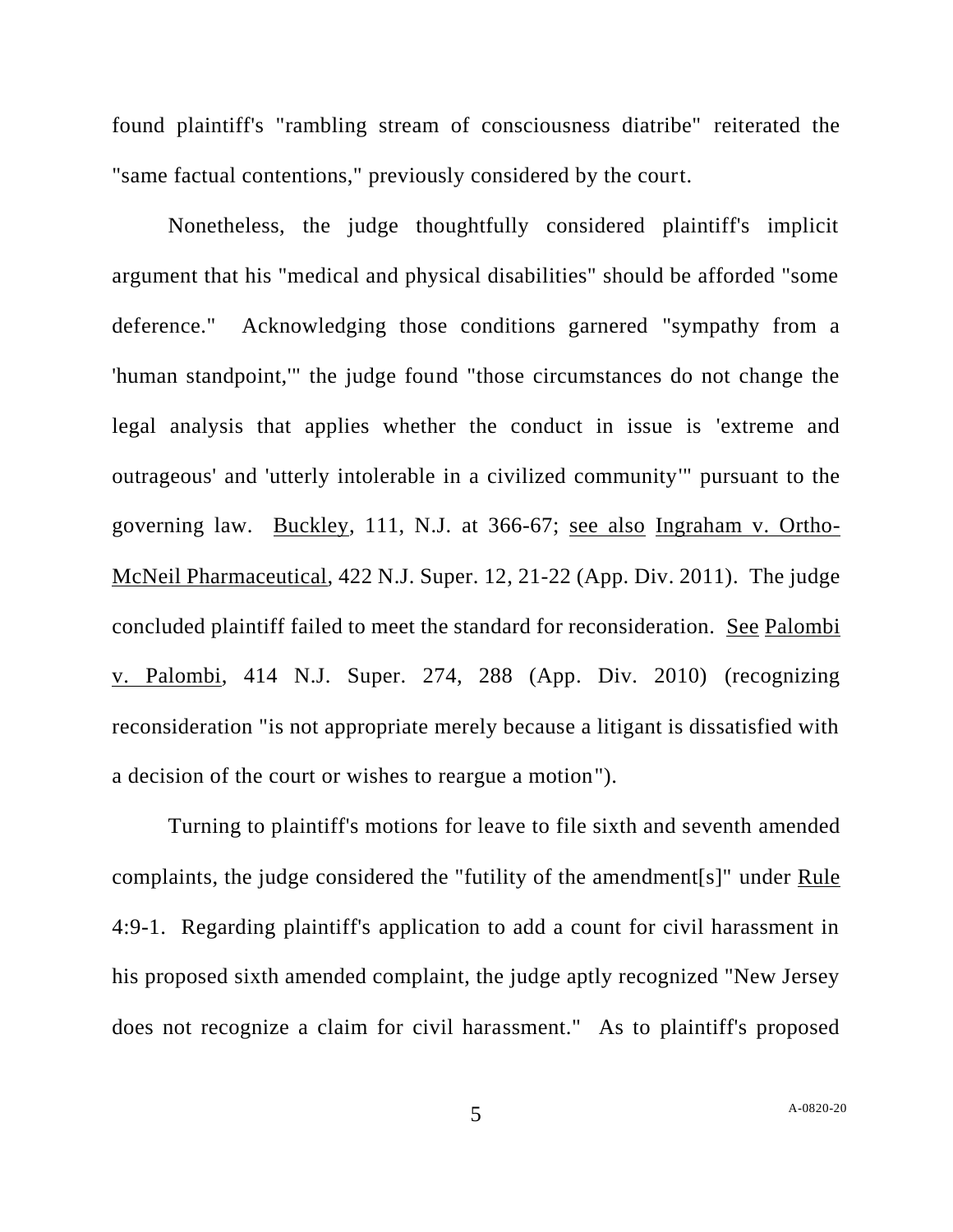found plaintiff's "rambling stream of consciousness diatribe" reiterated the "same factual contentions," previously considered by the court.

Nonetheless, the judge thoughtfully considered plaintiff's implicit argument that his "medical and physical disabilities" should be afforded "some deference." Acknowledging those conditions garnered "sympathy from a 'human standpoint,'" the judge found "those circumstances do not change the legal analysis that applies whether the conduct in issue is 'extreme and outrageous' and 'utterly intolerable in a civilized community'" pursuant to the governing law. Buckley, 111, N.J. at 366-67; see also Ingraham v. Ortho-McNeil Pharmaceutical, 422 N.J. Super. 12, 21-22 (App. Div. 2011). The judge concluded plaintiff failed to meet the standard for reconsideration. See Palombi v. Palombi, 414 N.J. Super. 274, 288 (App. Div. 2010) (recognizing reconsideration "is not appropriate merely because a litigant is dissatisfied with a decision of the court or wishes to reargue a motion").

Turning to plaintiff's motions for leave to file sixth and seventh amended complaints, the judge considered the "futility of the amendment[s]" under Rule 4:9-1. Regarding plaintiff's application to add a count for civil harassment in his proposed sixth amended complaint, the judge aptly recognized "New Jersey does not recognize a claim for civil harassment." As to plaintiff's proposed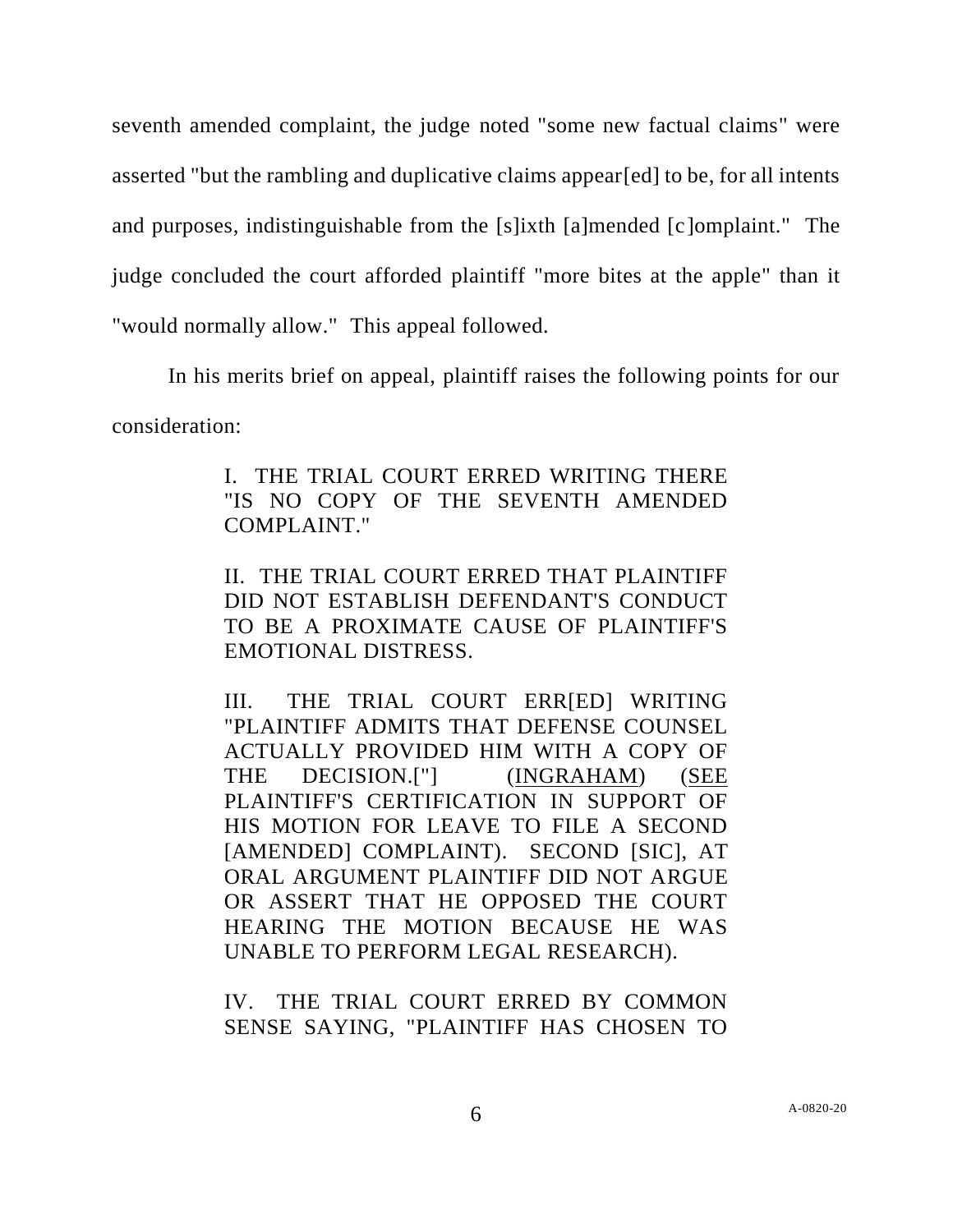seventh amended complaint, the judge noted "some new factual claims" were asserted "but the rambling and duplicative claims appear[ed] to be, for all intents and purposes, indistinguishable from the [s]ixth [a]mended [c]omplaint." The judge concluded the court afforded plaintiff "more bites at the apple" than it "would normally allow." This appeal followed.

In his merits brief on appeal, plaintiff raises the following points for our consideration:

> I. THE TRIAL COURT ERRED WRITING THERE "IS NO COPY OF THE SEVENTH AMENDED COMPLAINT."
>
> II. THE TRIAL COURT ERRED THAT PLAINTIFF DID NOT ESTABLISH DEFENDANT'S CONDUCT TO BE A PROXIMATE CAUSE OF PLAINTIFF'S EMOTIONAL DISTRESS.
>
> III. THE TRIAL COURT ERR[ED] WRITING "PLAINTIFF ADMITS THAT DEFENSE COUNSEL ACTUALLY PROVIDED HIM WITH A COPY OF THE DECISION.["] (<u>INGRAHAM</u>) (<u>SEE</u> PLAINTIFF'S CERTIFICATION IN SUPPORT OF HIS MOTION FOR LEAVE TO FILE A SECOND [AMENDED] COMPLAINT). SECOND [SIC], AT ORAL ARGUMENT PLAINTIFF DID NOT ARGUE OR ASSERT THAT HE OPPOSED THE COURT HEARING THE MOTION BECAUSE HE WAS UNABLE TO PERFORM LEGAL RESEARCH).
>
> IV. THE TRIAL COURT ERRED BY COMMON SENSE SAYING, "PLAINTIFF HAS CHOSEN TO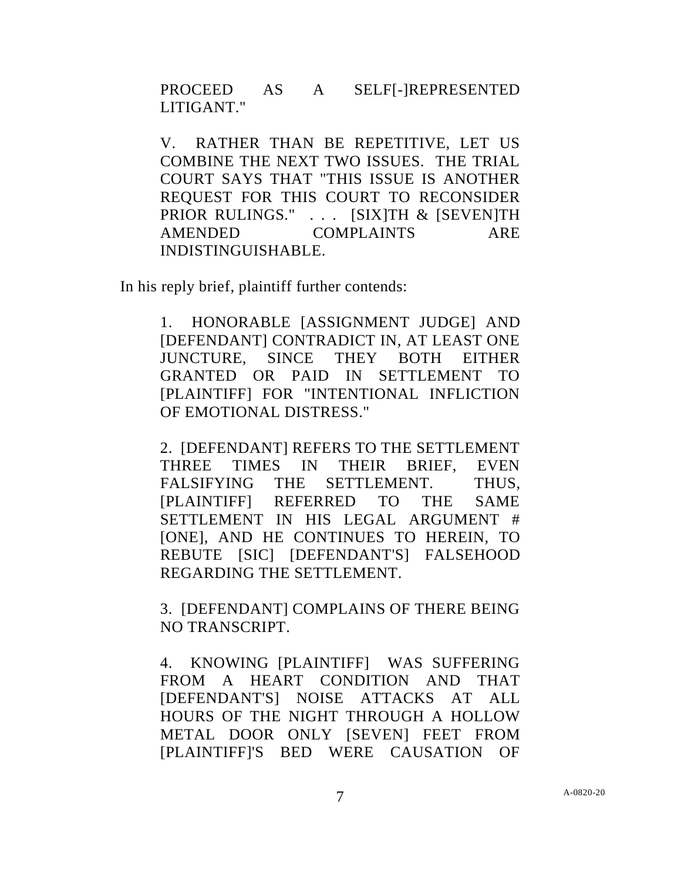PROCEED AS A SELF[-]REPRESENTED LITIGANT."

V. RATHER THAN BE REPETITIVE, LET US COMBINE THE NEXT TWO ISSUES. THE TRIAL COURT SAYS THAT "THIS ISSUE IS ANOTHER REQUEST FOR THIS COURT TO RECONSIDER PRIOR RULINGS." . . . [SIX]TH & [SEVEN]TH AMENDED COMPLAINTS ARE INDISTINGUISHABLE.

In his reply brief, plaintiff further contends:

1. HONORABLE [ASSIGNMENT JUDGE] AND [DEFENDANT] CONTRADICT IN, AT LEAST ONE JUNCTURE, SINCE THEY BOTH EITHER GRANTED OR PAID IN SETTLEMENT TO [PLAINTIFF] FOR "INTENTIONAL INFLICTION OF EMOTIONAL DISTRESS."

2. [DEFENDANT] REFERS TO THE SETTLEMENT THREE TIMES IN THEIR BRIEF, EVEN FALSIFYING THE SETTLEMENT. THUS, [PLAINTIFF] REFERRED TO THE SAME SETTLEMENT IN HIS LEGAL ARGUMENT # [ONE], AND HE CONTINUES TO HEREIN, TO REBUTE [SIC] [DEFENDANT'S] FALSEHOOD REGARDING THE SETTLEMENT.

3. [DEFENDANT] COMPLAINS OF THERE BEING NO TRANSCRIPT.

4. KNOWING [PLAINTIFF] WAS SUFFERING FROM A HEART CONDITION AND THAT [DEFENDANT'S] NOISE ATTACKS AT ALL HOURS OF THE NIGHT THROUGH A HOLLOW METAL DOOR ONLY [SEVEN] FEET FROM [PLAINTIFF]'S BED WERE CAUSATION OF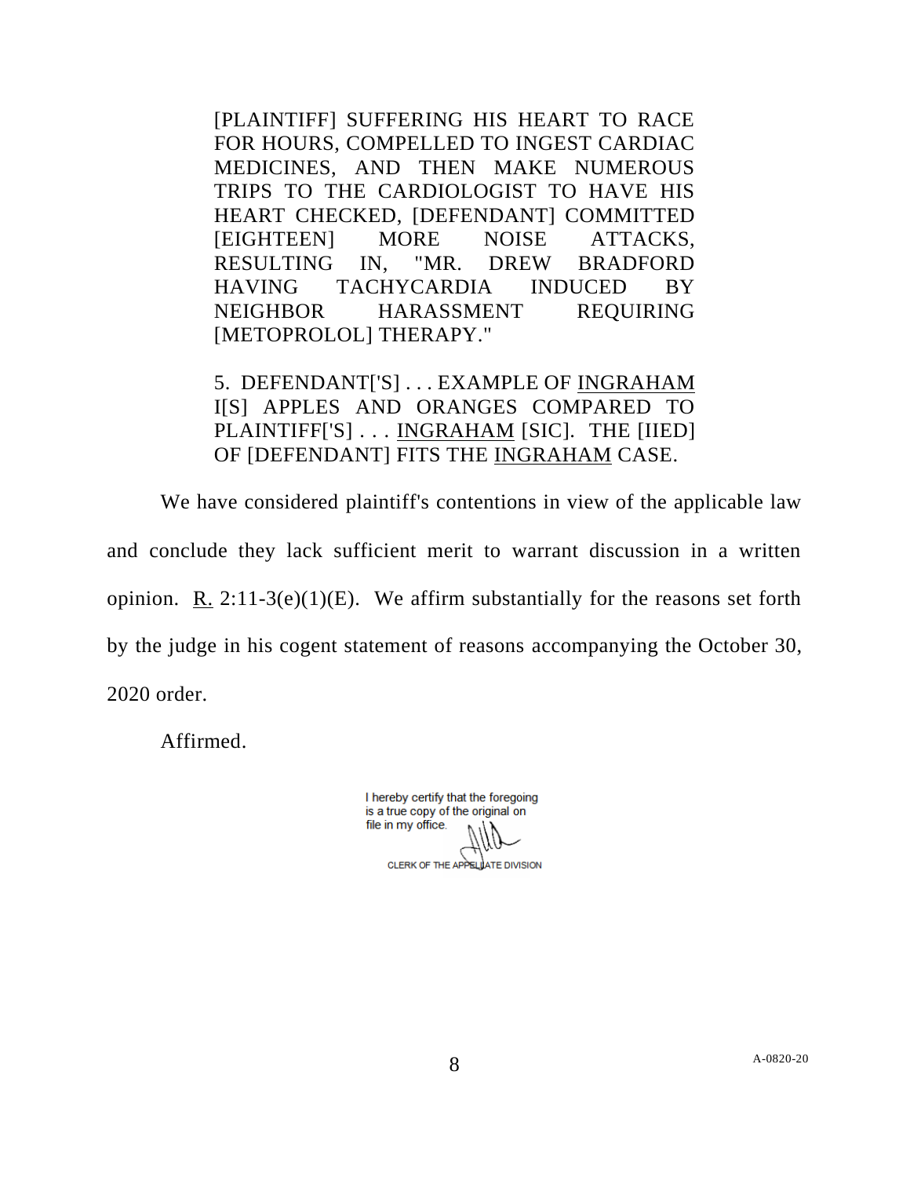[PLAINTIFF] SUFFERING HIS HEART TO RACE FOR HOURS, COMPELLED TO INGEST CARDIAC MEDICINES, AND THEN MAKE NUMEROUS TRIPS TO THE CARDIOLOGIST TO HAVE HIS HEART CHECKED, [DEFENDANT] COMMITTED [EIGHTEEN] MORE NOISE ATTACKS, RESULTING IN, "MR. DREW BRADFORD HAVING TACHYCARDIA INDUCED BY NEIGHBOR HARASSMENT REQUIRING [METOPROLOL] THERAPY."

5. DEFENDANT['S] . . . EXAMPLE OF INGRAHAM I[S] APPLES AND ORANGES COMPARED TO PLAINTIFF['S] . . . INGRAHAM [SIC]. THE [IIED] OF [DEFENDANT] FITS THE INGRAHAM CASE.

We have considered plaintiff's contentions in view of the applicable law and conclude they lack sufficient merit to warrant discussion in a written opinion. R. 2:11-3(e)(1)(E). We affirm substantially for the reasons set forth by the judge in his cogent statement of reasons accompanying the October 30, 2020 order.

Affirmed.

I hereby certify that the foregoing is a true copy of the original on file in my office.

CLERK OF THE APPELLATE DIVISION